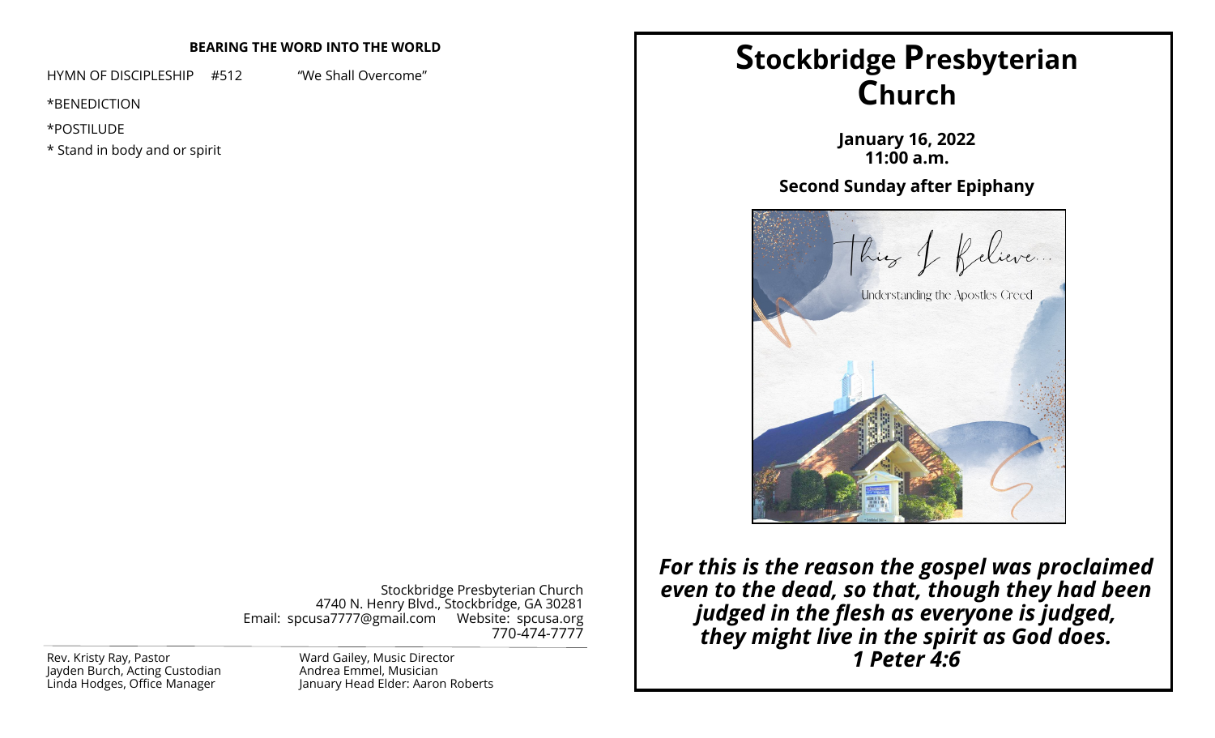**BEARING THE WORD INTO THE WORLD**

HYMN OF DISCIPLESHIP #512 "We Shall Overcome"

*BENEDICTION

*POSTILUDE

* Stand in body and or spirit

Stockbridge Presbyterian Church
4740 N. Henry Blvd., Stockbridge, GA 30281
Email: spcusa7777@gmail.com Website: spcusa.org
770-474-7777

Rev. Kristy Ray, Pastor
Jayden Burch, Acting Custodian
Linda Hodges, Office Manager

Ward Gailey, Music Director
Andrea Emmel, Musician
January Head Elder: Aaron Roberts

# Stockbridge Presbyterian Church

**January 16, 2022**
**11:00 a.m.**

**Second Sunday after Epiphany**

This I Believe...

Understanding the Apostles Creed

***For this is the reason the gospel was proclaimed even to the dead, so that, though they had been judged in the flesh as everyone is judged, they might live in the spirit as God does.***
***1 Peter 4:6***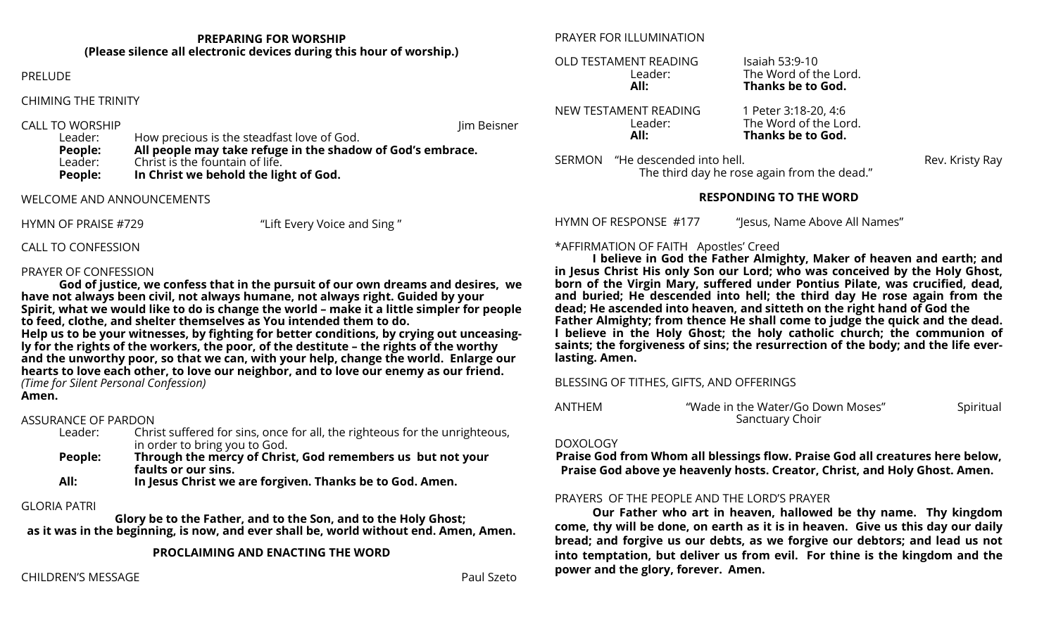## PREPARING FOR WORSHIP

**(Please silence all electronic devices during this hour of worship.)**

PRELUDE

CHIMING THE TRINITY

CALL TO WORSHIP — Jim Beisner

Leader: How precious is the steadfast love of God.
**People: All people may take refuge in the shadow of God's embrace.**
Leader: Christ is the fountain of life.
**People: In Christ we behold the light of God.**

WELCOME AND ANNOUNCEMENTS

HYMN OF PRAISE #729 — "Lift Every Voice and Sing"

CALL TO CONFESSION

PRAYER OF CONFESSION

**God of justice, we confess that in the pursuit of our own dreams and desires, we have not always been civil, not always humane, not always right. Guided by your Spirit, what we would like to do is change the world – make it a little simpler for people to feed, clothe, and shelter themselves as You intended them to do.**
**Help us to be your witnesses, by fighting for better conditions, by crying out unceasingly for the rights of the workers, the poor, of the destitute – the rights of the worthy and the unworthy poor, so that we can, with your help, change the world. Enlarge our hearts to love each other, to love our neighbor, and to love our enemy as our friend.**
*(Time for Silent Personal Confession)*
**Amen.**

ASSURANCE OF PARDON

Leader: Christ suffered for sins, once for all, the righteous for the unrighteous, in order to bring you to God.
**People: Through the mercy of Christ, God remembers us but not your faults or our sins.**
**All: In Jesus Christ we are forgiven. Thanks be to God. Amen.**

GLORIA PATRI

**Glory be to the Father, and to the Son, and to the Holy Ghost;**
**as it was in the beginning, is now, and ever shall be, world without end. Amen, Amen.**

## PROCLAIMING AND ENACTING THE WORD

CHILDREN'S MESSAGE — Paul Szeto

PRAYER FOR ILLUMINATION

OLD TESTAMENT READING — Isaiah 53:9-10

Leader: The Word of the Lord.
**All: Thanks be to God.**

NEW TESTAMENT READING — 1 Peter 3:18-20, 4:6

Leader: The Word of the Lord.
**All: Thanks be to God.**

SERMON "He descended into hell. The third day he rose again from the dead." — Rev. Kristy Ray

## RESPONDING TO THE WORD

HYMN OF RESPONSE #177 — "Jesus, Name Above All Names"

\*AFFIRMATION OF FAITH Apostles' Creed

**I believe in God the Father Almighty, Maker of heaven and earth; and in Jesus Christ His only Son our Lord; who was conceived by the Holy Ghost, born of the Virgin Mary, suffered under Pontius Pilate, was crucified, dead, and buried; He descended into hell; the third day He rose again from the dead; He ascended into heaven, and sitteth on the right hand of God the Father Almighty; from thence He shall come to judge the quick and the dead. I believe in the Holy Ghost; the holy catholic church; the communion of saints; the forgiveness of sins; the resurrection of the body; and the life everlasting. Amen.**

BLESSING OF TITHES, GIFTS, AND OFFERINGS

ANTHEM — "Wade in the Water/Go Down Moses" — Spiritual
Sanctuary Choir

DOXOLOGY

**Praise God from Whom all blessings flow. Praise God all creatures here below,**
**Praise God above ye heavenly hosts. Creator, Christ, and Holy Ghost. Amen.**

PRAYERS OF THE PEOPLE AND THE LORD'S PRAYER

**Our Father who art in heaven, hallowed be thy name. Thy kingdom come, thy will be done, on earth as it is in heaven. Give us this day our daily bread; and forgive us our debts, as we forgive our debtors; and lead us not into temptation, but deliver us from evil. For thine is the kingdom and the power and the glory, forever. Amen.**